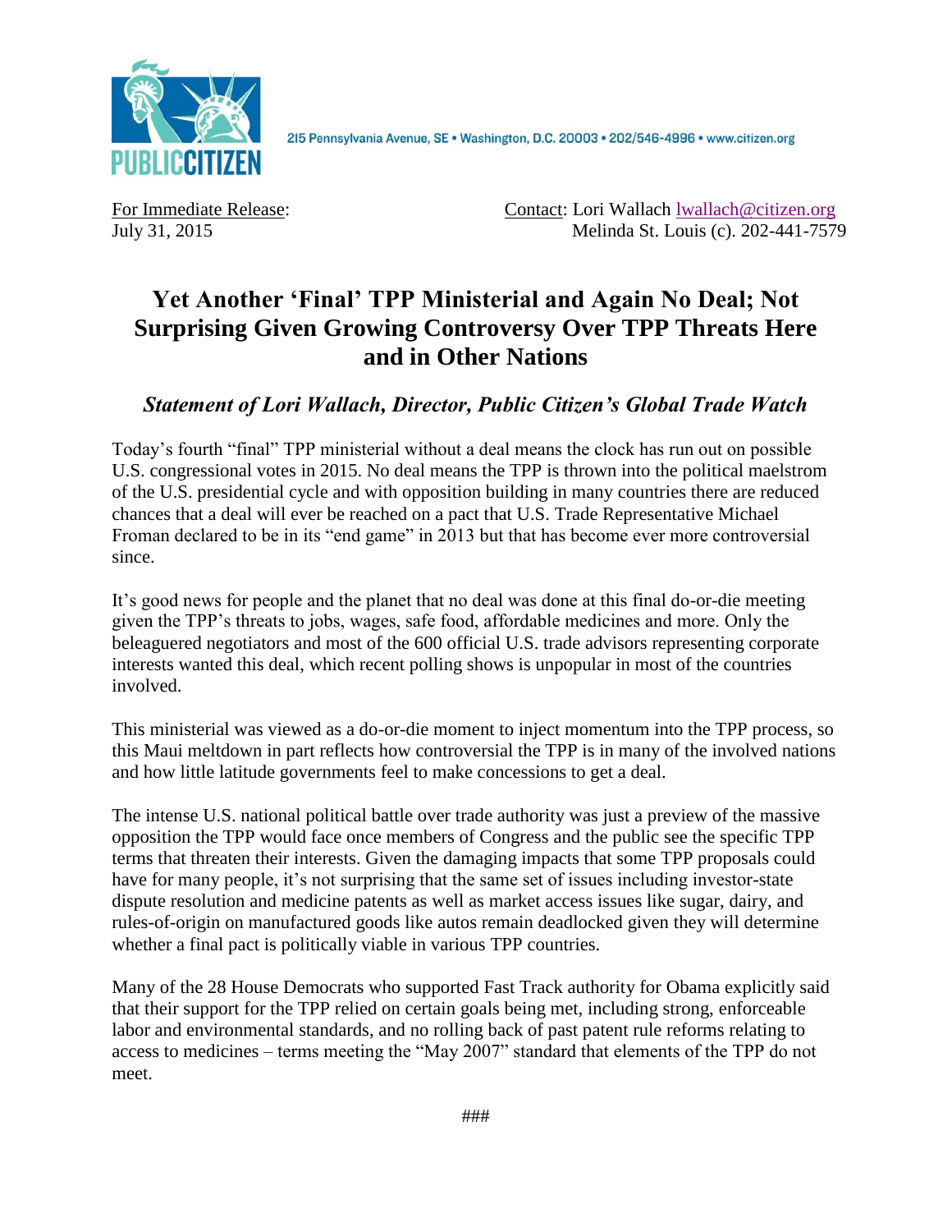PUBLIC CITIZEN

215 Pennsylvania Avenue, SE • Washington, D.C. 20003 • 202/546-4996 • www.citizen.org

For Immediate Release:
July 31, 2015

Contact: Lori Wallach lwallach@citizen.org
Melinda St. Louis (c). 202-441-7579

# Yet Another 'Final' TPP Ministerial and Again No Deal; Not Surprising Given Growing Controversy Over TPP Threats Here and in Other Nations

## *Statement of Lori Wallach, Director, Public Citizen's Global Trade Watch*

Today's fourth "final" TPP ministerial without a deal means the clock has run out on possible U.S. congressional votes in 2015. No deal means the TPP is thrown into the political maelstrom of the U.S. presidential cycle and with opposition building in many countries there are reduced chances that a deal will ever be reached on a pact that U.S. Trade Representative Michael Froman declared to be in its "end game" in 2013 but that has become ever more controversial since.

It's good news for people and the planet that no deal was done at this final do-or-die meeting given the TPP's threats to jobs, wages, safe food, affordable medicines and more. Only the beleaguered negotiators and most of the 600 official U.S. trade advisors representing corporate interests wanted this deal, which recent polling shows is unpopular in most of the countries involved.

This ministerial was viewed as a do-or-die moment to inject momentum into the TPP process, so this Maui meltdown in part reflects how controversial the TPP is in many of the involved nations and how little latitude governments feel to make concessions to get a deal.

The intense U.S. national political battle over trade authority was just a preview of the massive opposition the TPP would face once members of Congress and the public see the specific TPP terms that threaten their interests. Given the damaging impacts that some TPP proposals could have for many people, it's not surprising that the same set of issues including investor-state dispute resolution and medicine patents as well as market access issues like sugar, dairy, and rules-of-origin on manufactured goods like autos remain deadlocked given they will determine whether a final pact is politically viable in various TPP countries.

Many of the 28 House Democrats who supported Fast Track authority for Obama explicitly said that their support for the TPP relied on certain goals being met, including strong, enforceable labor and environmental standards, and no rolling back of past patent rule reforms relating to access to medicines – terms meeting the "May 2007" standard that elements of the TPP do not meet.

###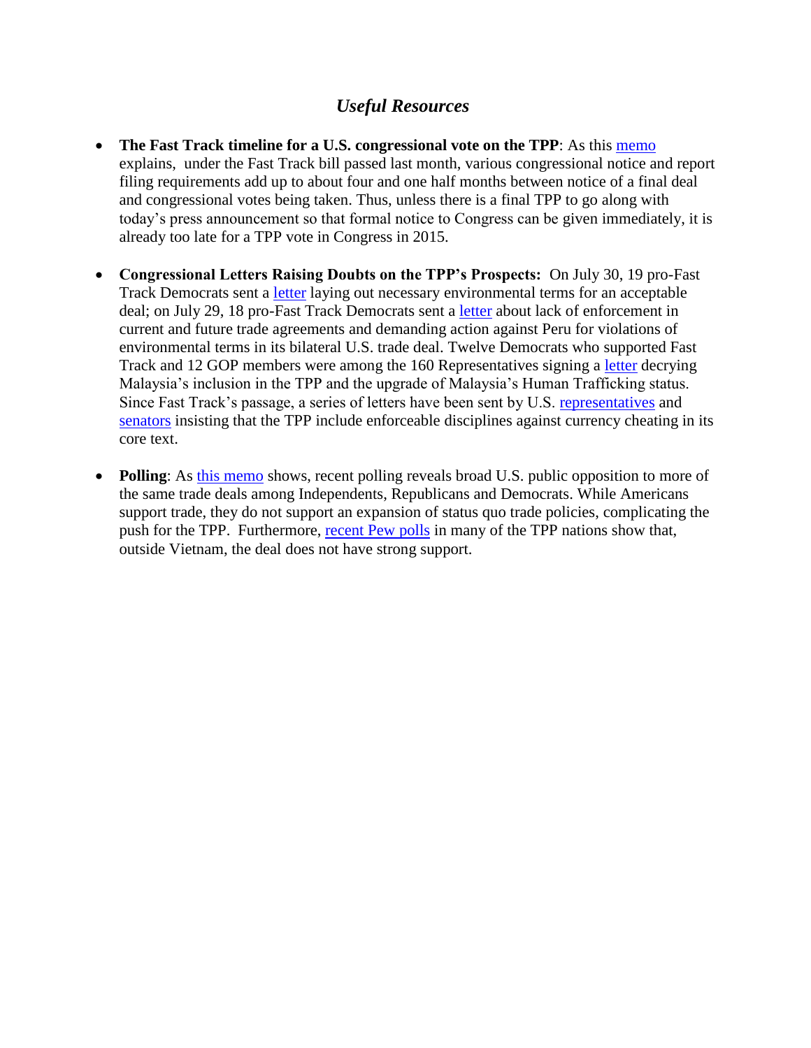## *Useful Resources*

- **The Fast Track timeline for a U.S. congressional vote on the TPP**: As this memo explains, under the Fast Track bill passed last month, various congressional notice and report filing requirements add up to about four and one half months between notice of a final deal and congressional votes being taken. Thus, unless there is a final TPP to go along with today's press announcement so that formal notice to Congress can be given immediately, it is already too late for a TPP vote in Congress in 2015.

- **Congressional Letters Raising Doubts on the TPP's Prospects:** On July 30, 19 pro-Fast Track Democrats sent a letter laying out necessary environmental terms for an acceptable deal; on July 29, 18 pro-Fast Track Democrats sent a letter about lack of enforcement in current and future trade agreements and demanding action against Peru for violations of environmental terms in its bilateral U.S. trade deal. Twelve Democrats who supported Fast Track and 12 GOP members were among the 160 Representatives signing a letter decrying Malaysia's inclusion in the TPP and the upgrade of Malaysia's Human Trafficking status. Since Fast Track's passage, a series of letters have been sent by U.S. representatives and senators insisting that the TPP include enforceable disciplines against currency cheating in its core text.

- **Polling**: As this memo shows, recent polling reveals broad U.S. public opposition to more of the same trade deals among Independents, Republicans and Democrats. While Americans support trade, they do not support an expansion of status quo trade policies, complicating the push for the TPP. Furthermore, recent Pew polls in many of the TPP nations show that, outside Vietnam, the deal does not have strong support.